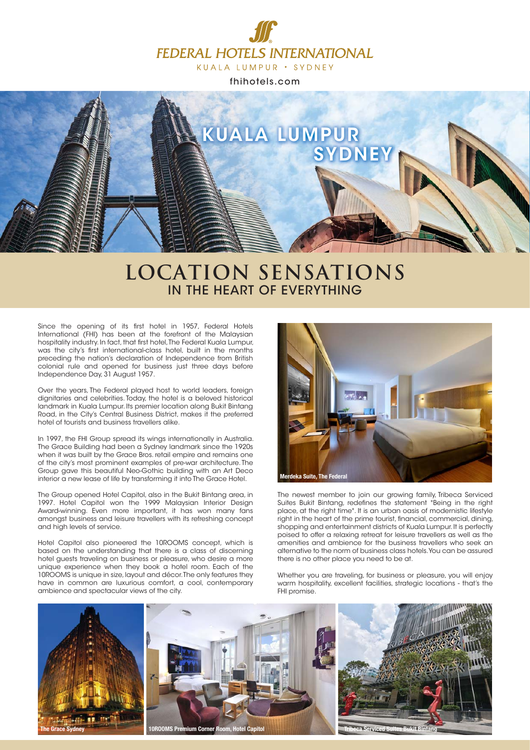FEDERAL HOTELS INTERNATIONAL

KUALA LUMPUR • SYDNEY

fhihotels.com

KUALA LUMPUR
SYDNEY

# LOCATION SENSATIONS
## IN THE HEART OF EVERYTHING

Since the opening of its first hotel in 1957, Federal Hotels International (FHI) has been at the forefront of the Malaysian hospitality industry. In fact, that first hotel, The Federal Kuala Lumpur, was the city's first international-class hotel, built in the months preceding the nation's declaration of Independence from British colonial rule and opened for business just three days before Independence Day, 31 August 1957.

Over the years, The Federal played host to world leaders, foreign dignitaries and celebrities. Today, the hotel is a beloved historical landmark in Kuala Lumpur. Its premier location along Bukit Bintang Road, in the City's Central Business District, makes it the preferred hotel of tourists and business travellers alike.

In 1997, the FHI Group spread its wings internationally in Australia. The Grace Building had been a Sydney landmark since the 1920s when it was built by the Grace Bros. retail empire and remains one of the city's most prominent examples of pre-war architecture. The Group gave this beautiful Neo-Gothic building with an Art Deco interior a new lease of life by transforming it into The Grace Hotel.

The Group opened Hotel Capitol, also in the Bukit Bintang area, in 1997. Hotel Capitol won the 1999 Malaysian Interior Design Award-winning. Even more important, it has won many fans amongst business and leisure travellers with its refreshing concept and high levels of service.

Hotel Capitol also pioneered the 10ROOMS concept, which is based on the understanding that there is a class of discerning hotel guests traveling on business or pleasure, who desire a more unique experience when they book a hotel room. Each of the 10ROOMS is unique in size, layout and décor. The only features they have in common are luxurious comfort, a cool, contemporary ambience and spectacular views of the city.

Merdeka Suite, The Federal

The newest member to join our growing family, Tribeca Serviced Suites Bukit Bintang, redefines the statement "Being in the right place, at the right time". It is an urban oasis of modernistic lifestyle right in the heart of the prime tourist, financial, commercial, dining, shopping and entertainment districts of Kuala Lumpur. It is perfectly poised to offer a relaxing retreat for leisure travellers as well as the amenities and ambience for the business travellers who seek an alternative to the norm of business class hotels. You can be assured there is no other place you need to be at.

Whether you are traveling, for business or pleasure, you will enjoy warm hospitality, excellent facilities, strategic locations - that's the FHI promise.

The Grace Sydney

10ROOMS Premium Corner Room, Hotel Capitol

Tribeca Serviced Suites Bukit Bintang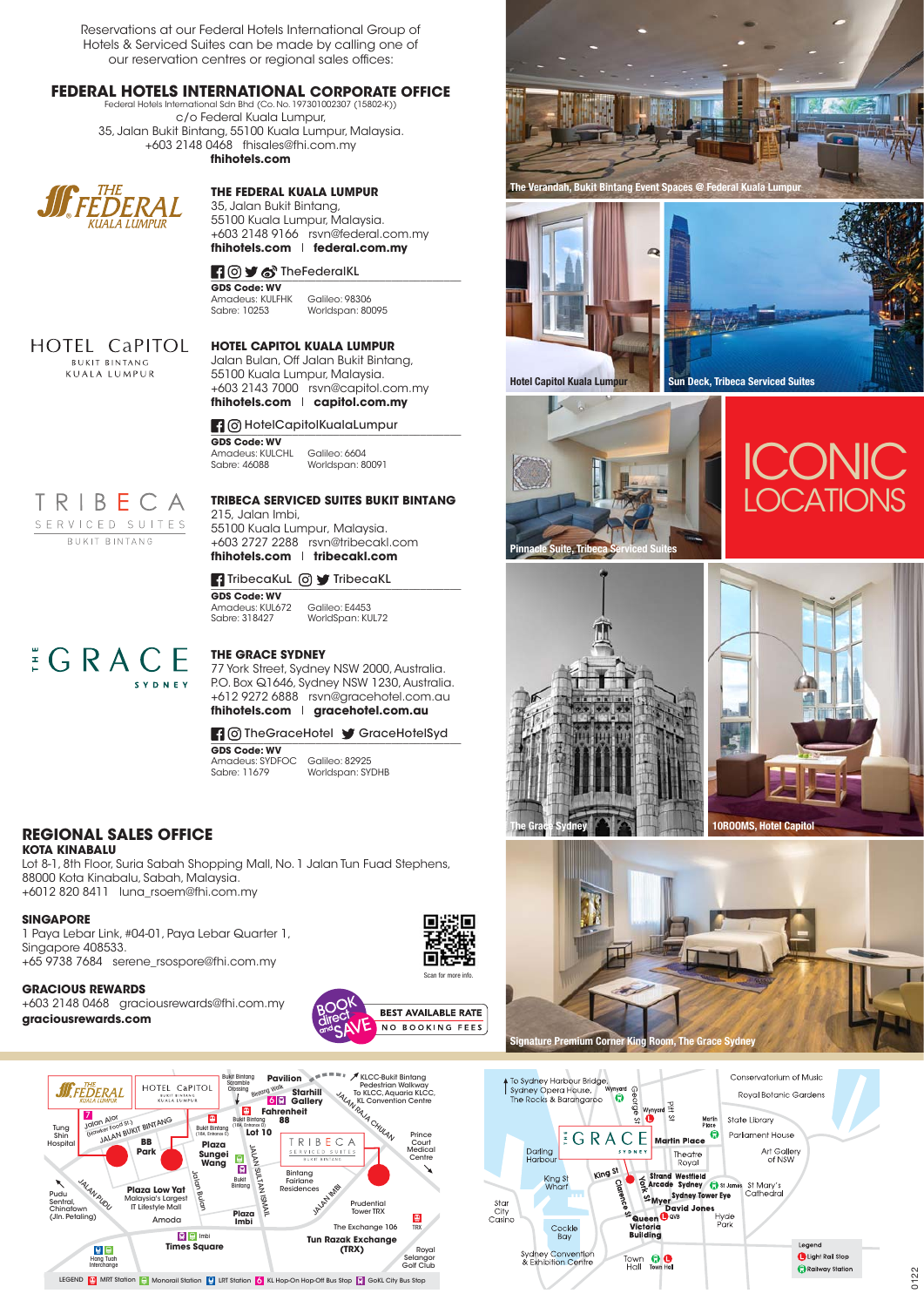Reservations at our Federal Hotels International Group of Hotels & Serviced Suites can be made by calling one of our reservation centres or regional sales offices:

## FEDERAL HOTELS INTERNATIONAL CORPORATE OFFICE

Federal Hotels International Sdn Bhd (Co. No. 197301002307 (15802-K))
c/o Federal Kuala Lumpur,
35, Jalan Bukit Bintang, 55100 Kuala Lumpur, Malaysia.
+603 2148 0468 fhisales@fhi.com.my
**fhihotels.com**

### THE FEDERAL KUALA LUMPUR

35, Jalan Bukit Bintang,
55100 Kuala Lumpur, Malaysia.
+603 2148 9166 rsvn@federal.com.my
**fhihotels.com** | **federal.com.my**

TheFederalKL

**GDS Code: WV**
Amadeus: KULFHK Galileo: 98306
Sabre: 10253 Worldspan: 80095

### HOTEL CAPITOL KUALA LUMPUR

Jalan Bulan, Off Jalan Bukit Bintang,
55100 Kuala Lumpur, Malaysia.
+603 2143 7000 rsvn@capitol.com.my
**fhihotels.com** | **capitol.com.my**

HotelCapitolKualaLumpur

**GDS Code: WV**
Amadeus: KULCHL Galileo: 6604
Sabre: 46088 Worldspan: 80091

### TRIBECA SERVICED SUITES BUKIT BINTANG

215, Jalan Imbi,
55100 Kuala Lumpur, Malaysia.
+603 2727 2288 rsvn@tribecakl.com
**fhihotels.com** | **tribecakl.com**

TribecaKuL TribecaKL

**GDS Code: WV**
Amadeus: KUL672 Galileo: E4453
Sabre: 318427 WorldSpan: KUL72

### THE GRACE SYDNEY

77 York Street, Sydney NSW 2000, Australia.
P.O. Box Q1646, Sydney NSW 1230, Australia.
+612 9272 6888 rsvn@gracehotel.com.au
**fhihotels.com** | **gracehotel.com.au**

TheGraceHotel GraceHotelSyd

**GDS Code: WV**
Amadeus: SYDFOC Galileo: 82925
Sabre: 11679 Worldspan: SYDHB

## REGIONAL SALES OFFICE

**KOTA KINABALU**
Lot 8-1, 8th Floor, Suria Sabah Shopping Mall, No. 1 Jalan Tun Fuad Stephens,
88000 Kota Kinabalu, Sabah, Malaysia.
+6012 820 8411 luna_rsoem@fhi.com.my

**SINGAPORE**
1 Paya Lebar Link, #04-01, Paya Lebar Quarter 1,
Singapore 408533.
+65 9738 7684 serene_rsospore@fhi.com.my

**GRACIOUS REWARDS**
+603 2148 0468 graciousrewards@fhi.com.my
**graciousrewards.com**

Scan for more info.

BOOK direct and SAVE — BEST AVAILABLE RATE — NO BOOKING FEES

The Verandah, Bukit Bintang Event Spaces @ Federal Kuala Lumpur

Hotel Capitol Kuala Lumpur

Sun Deck, Tribeca Serviced Suites

Pinnacle Suite, Tribeca Serviced Suites

ICONIC LOCATIONS

The Grace Sydney

10ROOMS, Hotel Capitol

Signature Premium Corner King Room, The Grace Sydney

LEGEND: MRT Station, Monorail Station, LRT Station, KL Hop-On Hop-Off Bus Stop, GoKL City Bus Stop

Legend: Light Rail Stop, Railway Station